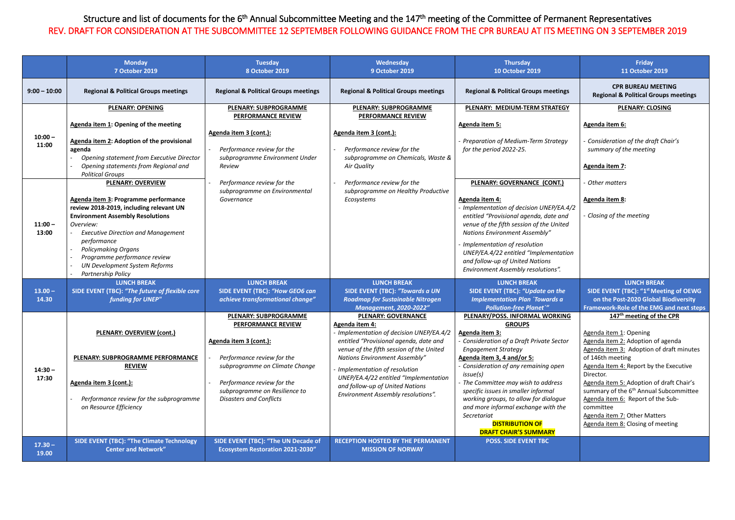Structure and list of documents for the 6th Annual Subcommittee Meeting and the 147th meeting of the Committee of Permanent Representatives

REV. DRAFT FOR CONSIDERATION AT THE SUBCOMMITTEE 12 SEPTEMBER FOLLOWING GUIDANCE FROM THE CPR BUREAU AT ITS MEETING ON 3 SEPTEMBER 2019

| | **Monday 7 October 2019** | **Tuesday 8 October 2019** | **Wednesday 9 October 2019** | **Thursday 10 October 2019** | **Friday 11 October 2019** |
|---|---|---|---|---|---|
| **9:00 – 10:00** | **Regional & Political Groups meetings** | **Regional & Political Groups meetings** | **Regional & Political Groups meetings** | **Regional & Political Groups meetings** | **CPR BUREAU MEETING** **Regional & Political Groups meetings** |
| **10:00 – 11:00** | **PLENARY: OPENING**<br><br>**Agenda item 1: Opening of the meeting**<br><br>**Agenda item 2: Adoption of the provisional agenda**<br>- *Opening statement from Executive Director*<br>- *Opening statements from Regional and Political Groups* | **PLENARY: SUBPROGRAMME PERFORMANCE REVIEW**<br><br>**Agenda item 3 (cont.):**<br><br>- *Performance review for the subprogramme Environment Under Review*<br><br>- *Performance review for the subprogramme on Environmental Governance* | **PLENARY: SUBPROGRAMME PERFORMANCE REVIEW**<br><br>**Agenda item 3 (cont.):**<br><br>- *Performance review for the subprogramme on Chemicals, Waste & Air Quality*<br><br>- *Performance review for the subprogramme on Healthy Productive Ecosystems* | **PLENARY: MEDIUM-TERM STRATEGY**<br><br>**Agenda item 5:**<br><br>- *Preparation of Medium-Term Strategy for the period 2022-25.* | **PLENARY: CLOSING**<br><br>**Agenda item 6:**<br><br>- *Consideration of the draft Chair's summary of the meeting*<br><br>**Agenda item 7:**<br><br>- *Other matters*<br><br>**Agenda item 8:**<br><br>- *Closing of the meeting* |
| **11:00 – 13:00** | **PLENARY: OVERVIEW**<br><br>**Agenda item 3: Programme performance review 2018-2019, including relevant UN Environment Assembly Resolutions**<br>*Overview:*<br>- *Executive Direction and Management performance*<br>- *Policymaking Organs*<br>- *Programme performance review*<br>- *UN Development System Reforms*<br>- *Partnership Policy* | | | **PLENARY: GOVERNANCE (CONT.)**<br><br>**Agenda item 4:**<br>- *Implementation of decision UNEP/EA.4/2 entitled "Provisional agenda, date and venue of the fifth session of the United Nations Environment Assembly"*<br>- *Implementation of resolution UNEP/EA.4/22 entitled "Implementation and follow-up of United Nations Environment Assembly resolutions".* | |
| **13.00 – 14.30** | **LUNCH BREAK**<br>**SIDE EVENT (TBC): *"The future of flexible core funding for UNEP"*** | **LUNCH BREAK**<br>**SIDE EVENT (TBC): *"How GEO6 can achieve transformational change"*** | **LUNCH BREAK**<br>**SIDE EVENT (TBC): *"Towards a UN Roadmap for Sustainable Nitrogen Management, 2020-2022"*** | **LUNCH BREAK**<br>**SIDE EVENT (TBC): *"Update on the Implementation Plan ´Towards a Pollution-free Planet´"*** | **LUNCH BREAK**<br>**SIDE EVENT (TBC): "1st Meeting of OEWG on the Post-2020 Global Biodiversity Framework-Role of the EMG and next steps** |
| **14:30 – 17:30** | **PLENARY: OVERVIEW (cont.)**<br><br>**PLENARY: SUBPROGRAMME PERFORMANCE REVIEW**<br><br>**Agenda item 3 (cont.):**<br><br>- *Performance review for the subprogramme on Resource Efficiency* | **PLENARY: SUBPROGRAMME PERFORMANCE REVIEW**<br><br>**Agenda item 3 (cont.):**<br><br>- *Performance review for the subprogramme on Climate Change*<br><br>- *Performance review for the subprogramme on Resilience to Disasters and Conflicts* | **PLENARY: GOVERNANCE**<br>**Agenda item 4:**<br>- *Implementation of decision UNEP/EA.4/2 entitled "Provisional agenda, date and venue of the fifth session of the United Nations Environment Assembly"*<br>- *Implementation of resolution UNEP/EA.4/22 entitled "Implementation and follow-up of United Nations Environment Assembly resolutions".* | **PLENARY/POSS. INFORMAL WORKING GROUPS**<br>**Agenda item 3:**<br>- *Consideration of a Draft Private Sector Engagement Strategy*<br>**Agenda item 3, 4 and/or 5:**<br>- *Consideration of any remaining open issue(s)*<br>- *The Committee may wish to address specific issues in smaller informal working groups, to allow for dialogue and more informal exchange with the Secretariat*<br>**DISTRIBUTION OF DRAFT CHAIR'S SUMMARY** | **147th meeting of the CPR**<br><br>Agenda item 1: Opening<br>Agenda item 2: Adoption of agenda<br>Agenda item 3: Adoption of draft minutes of 146th meeting<br>Agenda Item 4: Report by the Executive Director.<br>Agenda item 5: Adoption of draft Chair's summary of the 6th Annual Subcommittee<br>Agenda item 6: Report of the Sub-committee<br>Agenda item 7: Other Matters<br>Agenda item 8: Closing of meeting |
| **17.30 – 19.00** | **SIDE EVENT (TBC): "The Climate Technology Center and Network"** | **SIDE EVENT (TBC): "The UN Decade of Ecosystem Restoration 2021-2030"** | **RECEPTION HOSTED BY THE PERMANENT MISSION OF NORWAY** | **POSS. SIDE EVENT TBC** | |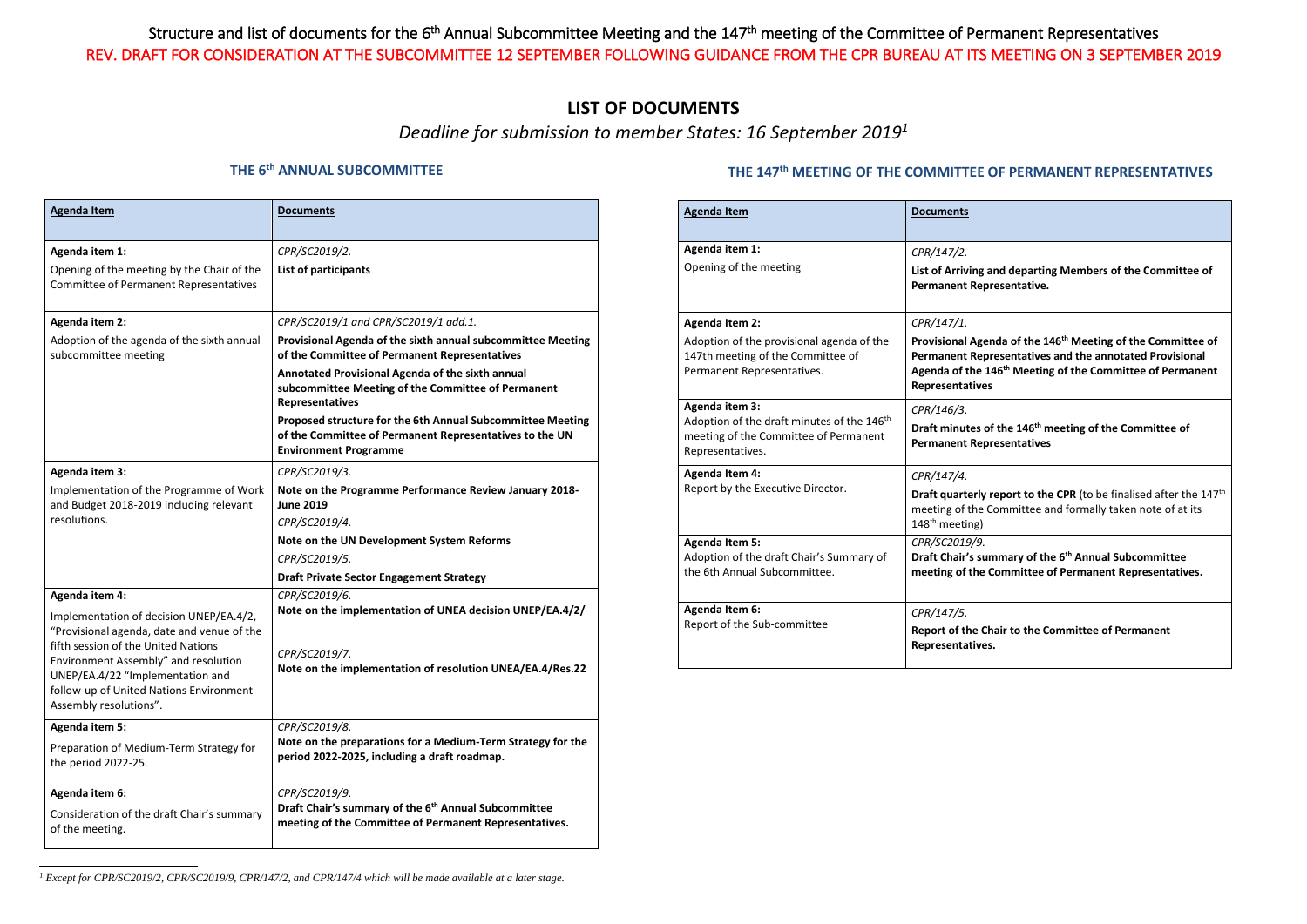Structure and list of documents for the 6th Annual Subcommittee Meeting and the 147th meeting of the Committee of Permanent Representatives

REV. DRAFT FOR CONSIDERATION AT THE SUBCOMMITTEE 12 SEPTEMBER FOLLOWING GUIDANCE FROM THE CPR BUREAU AT ITS MEETING ON 3 SEPTEMBER 2019

# LIST OF DOCUMENTS

*Deadline for submission to member States: 16 September 2019*[1]

## THE 6th ANNUAL SUBCOMMITTEE

| Agenda Item | Documents |
|---|---|
| **Agenda item 1:** Opening of the meeting by the Chair of the Committee of Permanent Representatives | *CPR/SC2019/2.* **List of participants** |
| **Agenda item 2:** Adoption of the agenda of the sixth annual subcommittee meeting | *CPR/SC2019/1 and CPR/SC2019/1 add.1.* **Provisional Agenda of the sixth annual subcommittee Meeting of the Committee of Permanent Representatives** **Annotated Provisional Agenda of the sixth annual subcommittee Meeting of the Committee of Permanent Representatives** **Proposed structure for the 6th Annual Subcommittee Meeting of the Committee of Permanent Representatives to the UN Environment Programme** |
| **Agenda item 3:** Implementation of the Programme of Work and Budget 2018-2019 including relevant resolutions. | *CPR/SC2019/3.* **Note on the Programme Performance Review January 2018-June 2019** *CPR/SC2019/4.* **Note on the UN Development System Reforms** *CPR/SC2019/5.* **Draft Private Sector Engagement Strategy** |
| **Agenda item 4:** Implementation of decision UNEP/EA.4/2, "Provisional agenda, date and venue of the fifth session of the United Nations Environment Assembly" and resolution UNEP/EA.4/22 "Implementation and follow-up of United Nations Environment Assembly resolutions". | *CPR/SC2019/6.* **Note on the implementation of UNEA decision UNEP/EA.4/2/** *CPR/SC2019/7.* **Note on the implementation of resolution UNEA/EA.4/Res.22** |
| **Agenda item 5:** Preparation of Medium-Term Strategy for the period 2022-25. | *CPR/SC2019/8.* **Note on the preparations for a Medium-Term Strategy for the period 2022-2025, including a draft roadmap.** |
| **Agenda item 6:** Consideration of the draft Chair's summary of the meeting. | *CPR/SC2019/9.* **Draft Chair's summary of the 6th Annual Subcommittee meeting of the Committee of Permanent Representatives.** |

## THE 147th MEETING OF THE COMMITTEE OF PERMANENT REPRESENTATIVES

| Agenda Item | Documents |
|---|---|
| **Agenda item 1:** Opening of the meeting | *CPR/147/2.* **List of Arriving and departing Members of the Committee of Permanent Representative.** |
| **Agenda Item 2:** Adoption of the provisional agenda of the 147th meeting of the Committee of Permanent Representatives. | *CPR/147/1.* **Provisional Agenda of the 146th Meeting of the Committee of Permanent Representatives and the annotated Provisional Agenda of the 146th Meeting of the Committee of Permanent Representatives** |
| **Agenda item 3:** Adoption of the draft minutes of the 146th meeting of the Committee of Permanent Representatives. | *CPR/146/3.* **Draft minutes of the 146th meeting of the Committee of Permanent Representatives** |
| **Agenda Item 4:** Report by the Executive Director. | *CPR/147/4.* **Draft quarterly report to the CPR** (to be finalised after the 147th meeting of the Committee and formally taken note of at its 148th meeting) |
| **Agenda Item 5:** Adoption of the draft Chair's Summary of the 6th Annual Subcommittee. | *CPR/SC2019/9.* **Draft Chair's summary of the 6th Annual Subcommittee meeting of the Committee of Permanent Representatives.** |
| **Agenda Item 6:** Report of the Sub-committee | *CPR/147/5.* **Report of the Chair to the Committee of Permanent Representatives.** |

[1] *Except for CPR/SC2019/2, CPR/SC2019/9, CPR/147/2, and CPR/147/4 which will be made available at a later stage.*